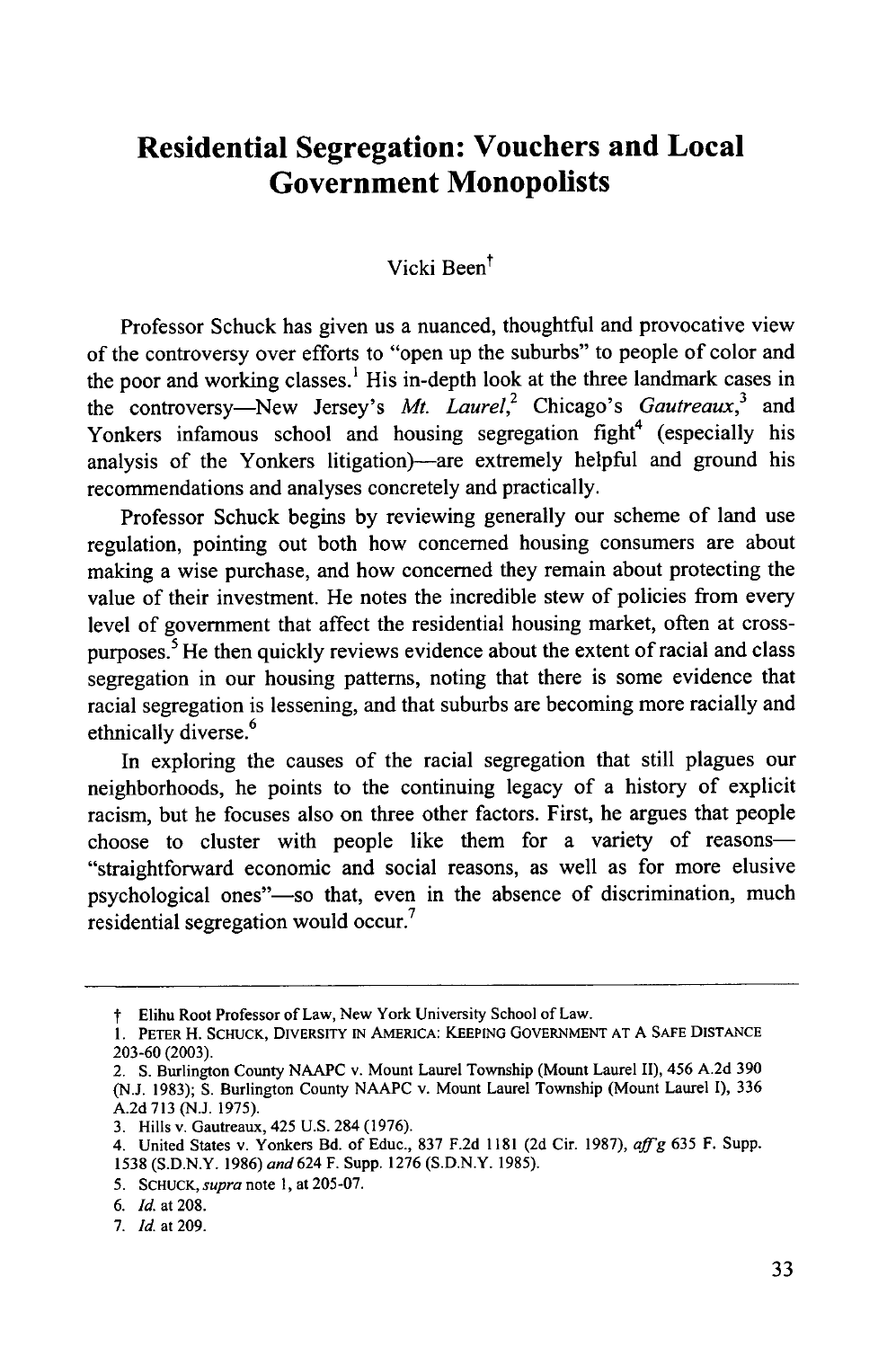# Residential Segregation: Vouchers and Local Government Monopolists

Vicki Been[†]

Professor Schuck has given us a nuanced, thoughtful and provocative view of the controversy over efforts to "open up the suburbs" to people of color and the poor and working classes.[1] His in-depth look at the three landmark cases in the controversy—New Jersey's *Mt. Laurel*,[2] Chicago's *Gautreaux*,[3] and Yonkers infamous school and housing segregation fight[4] (especially his analysis of the Yonkers litigation)—are extremely helpful and ground his recommendations and analyses concretely and practically.

Professor Schuck begins by reviewing generally our scheme of land use regulation, pointing out both how concerned housing consumers are about making a wise purchase, and how concerned they remain about protecting the value of their investment. He notes the incredible stew of policies from every level of government that affect the residential housing market, often at cross-purposes.[5] He then quickly reviews evidence about the extent of racial and class segregation in our housing patterns, noting that there is some evidence that racial segregation is lessening, and that suburbs are becoming more racially and ethnically diverse.[6]

In exploring the causes of the racial segregation that still plagues our neighborhoods, he points to the continuing legacy of a history of explicit racism, but he focuses also on three other factors. First, he argues that people choose to cluster with people like them for a variety of reasons—"straightforward economic and social reasons, as well as for more elusive psychological ones"—so that, even in the absence of discrimination, much residential segregation would occur.[7]

---

† Elihu Root Professor of Law, New York University School of Law.

1. PETER H. SCHUCK, DIVERSITY IN AMERICA: KEEPING GOVERNMENT AT A SAFE DISTANCE 203-60 (2003).

2. S. Burlington County NAAPC v. Mount Laurel Township (Mount Laurel II), 456 A.2d 390 (N.J. 1983); S. Burlington County NAAPC v. Mount Laurel Township (Mount Laurel I), 336 A.2d 713 (N.J. 1975).

3. Hills v. Gautreaux, 425 U.S. 284 (1976).

4. United States v. Yonkers Bd. of Educ., 837 F.2d 1181 (2d Cir. 1987), *aff'g* 635 F. Supp. 1538 (S.D.N.Y. 1986) *and* 624 F. Supp. 1276 (S.D.N.Y. 1985).

5. SCHUCK, *supra* note 1, at 205-07.

6. *Id.* at 208.

7. *Id.* at 209.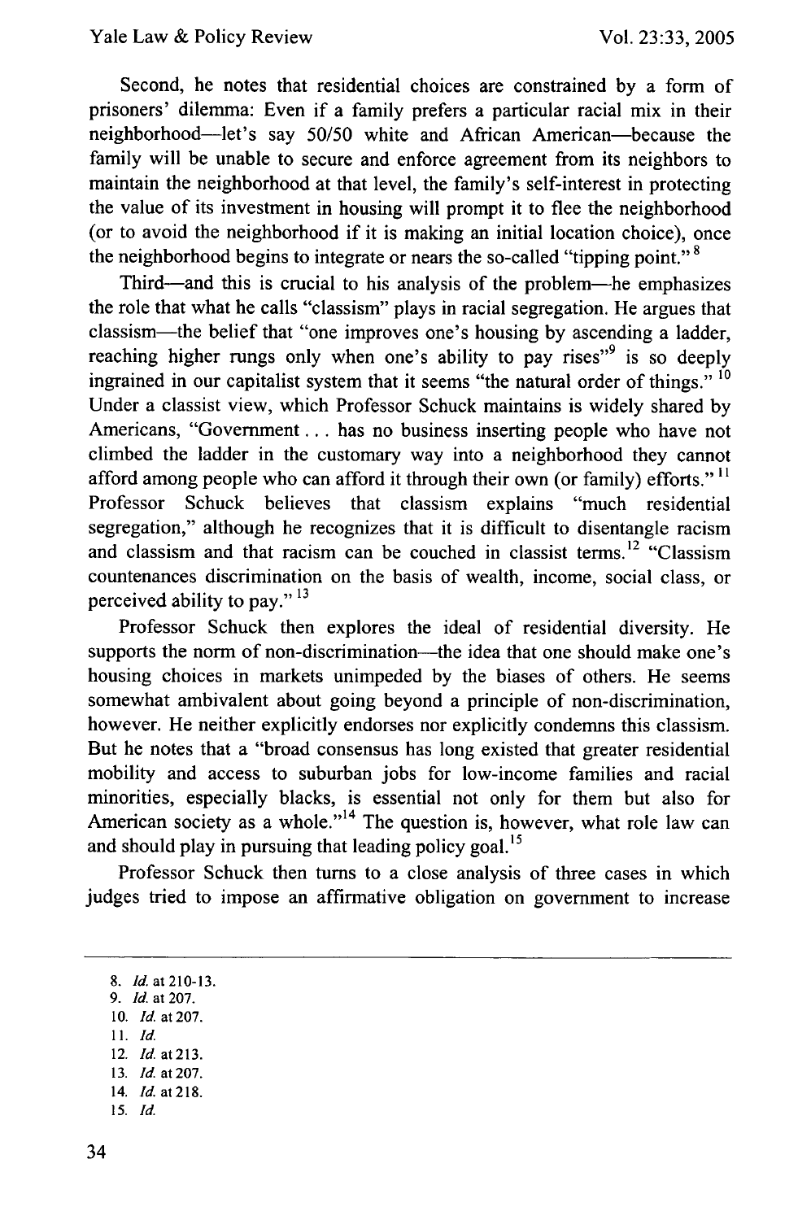Second, he notes that residential choices are constrained by a form of prisoners' dilemma: Even if a family prefers a particular racial mix in their neighborhood—let's say 50/50 white and African American—because the family will be unable to secure and enforce agreement from its neighbors to maintain the neighborhood at that level, the family's self-interest in protecting the value of its investment in housing will prompt it to flee the neighborhood (or to avoid the neighborhood if it is making an initial location choice), once the neighborhood begins to integrate or nears the so-called "tipping point."[8]

Third—and this is crucial to his analysis of the problem—he emphasizes the role that what he calls "classism" plays in racial segregation. He argues that classism—the belief that "one improves one's housing by ascending a ladder, reaching higher rungs only when one's ability to pay rises"[9] is so deeply ingrained in our capitalist system that it seems "the natural order of things."[10] Under a classist view, which Professor Schuck maintains is widely shared by Americans, "Government . . . has no business inserting people who have not climbed the ladder in the customary way into a neighborhood they cannot afford among people who can afford it through their own (or family) efforts."[11] Professor Schuck believes that classism explains "much residential segregation," although he recognizes that it is difficult to disentangle racism and classism and that racism can be couched in classist terms.[12] "Classism countenances discrimination on the basis of wealth, income, social class, or perceived ability to pay."[13]

Professor Schuck then explores the ideal of residential diversity. He supports the norm of non-discrimination—the idea that one should make one's housing choices in markets unimpeded by the biases of others. He seems somewhat ambivalent about going beyond a principle of non-discrimination, however. He neither explicitly endorses nor explicitly condemns this classism. But he notes that a "broad consensus has long existed that greater residential mobility and access to suburban jobs for low-income families and racial minorities, especially blacks, is essential not only for them but also for American society as a whole."[14] The question is, however, what role law can and should play in pursuing that leading policy goal.[15]

Professor Schuck then turns to a close analysis of three cases in which judges tried to impose an affirmative obligation on government to increase

---

8. *Id.* at 210-13.
9. *Id.* at 207.
10. *Id.* at 207.
11. *Id.*
12. *Id.* at 213.
13. *Id.* at 207.
14. *Id.* at 218.
15. *Id.*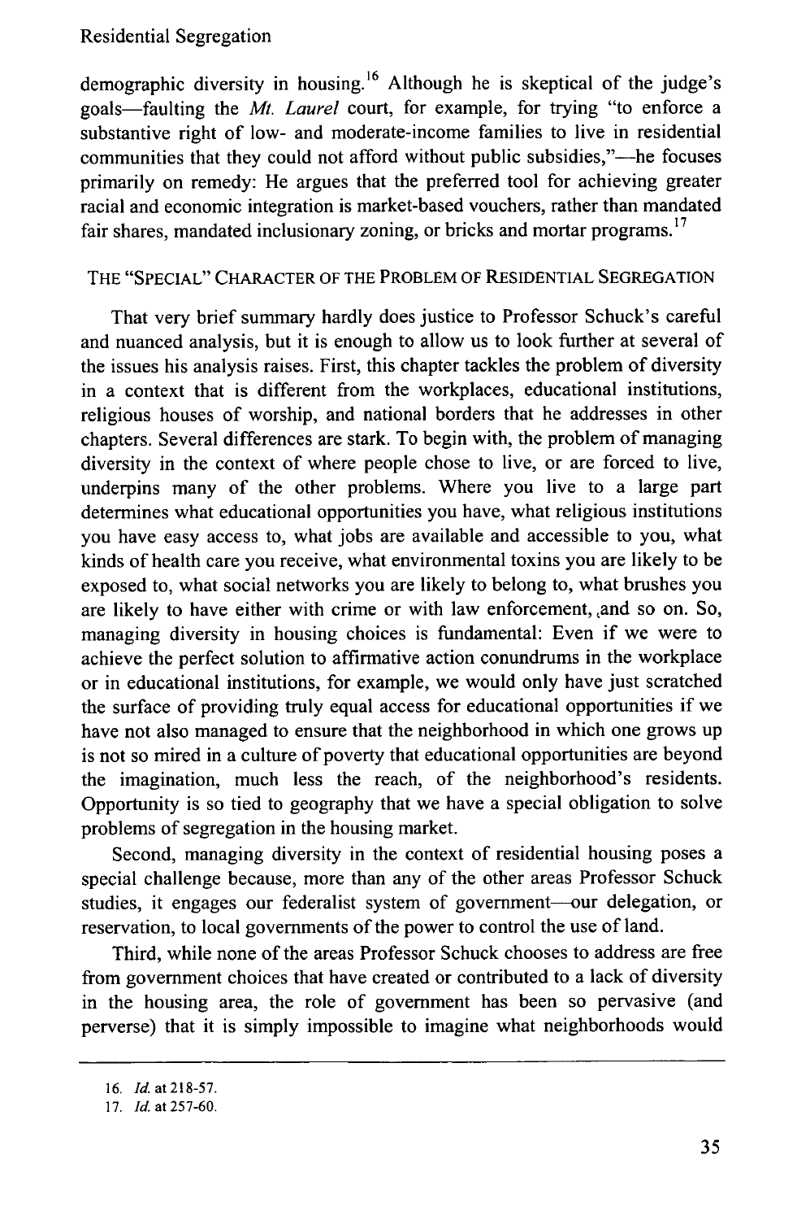demographic diversity in housing.[16] Although he is skeptical of the judge's goals—faulting the *Mt. Laurel* court, for example, for trying "to enforce a substantive right of low- and moderate-income families to live in residential communities that they could not afford without public subsidies,"—he focuses primarily on remedy: He argues that the preferred tool for achieving greater racial and economic integration is market-based vouchers, rather than mandated fair shares, mandated inclusionary zoning, or bricks and mortar programs.[17]

## THE "SPECIAL" CHARACTER OF THE PROBLEM OF RESIDENTIAL SEGREGATION

That very brief summary hardly does justice to Professor Schuck's careful and nuanced analysis, but it is enough to allow us to look further at several of the issues his analysis raises. First, this chapter tackles the problem of diversity in a context that is different from the workplaces, educational institutions, religious houses of worship, and national borders that he addresses in other chapters. Several differences are stark. To begin with, the problem of managing diversity in the context of where people chose to live, or are forced to live, underpins many of the other problems. Where you live to a large part determines what educational opportunities you have, what religious institutions you have easy access to, what jobs are available and accessible to you, what kinds of health care you receive, what environmental toxins you are likely to be exposed to, what social networks you are likely to belong to, what brushes you are likely to have either with crime or with law enforcement, and so on. So, managing diversity in housing choices is fundamental: Even if we were to achieve the perfect solution to affirmative action conundrums in the workplace or in educational institutions, for example, we would only have just scratched the surface of providing truly equal access for educational opportunities if we have not also managed to ensure that the neighborhood in which one grows up is not so mired in a culture of poverty that educational opportunities are beyond the imagination, much less the reach, of the neighborhood's residents. Opportunity is so tied to geography that we have a special obligation to solve problems of segregation in the housing market.

Second, managing diversity in the context of residential housing poses a special challenge because, more than any of the other areas Professor Schuck studies, it engages our federalist system of government—our delegation, or reservation, to local governments of the power to control the use of land.

Third, while none of the areas Professor Schuck chooses to address are free from government choices that have created or contributed to a lack of diversity in the housing area, the role of government has been so pervasive (and perverse) that it is simply impossible to imagine what neighborhoods would

---

16. *Id.* at 218-57.

17. *Id.* at 257-60.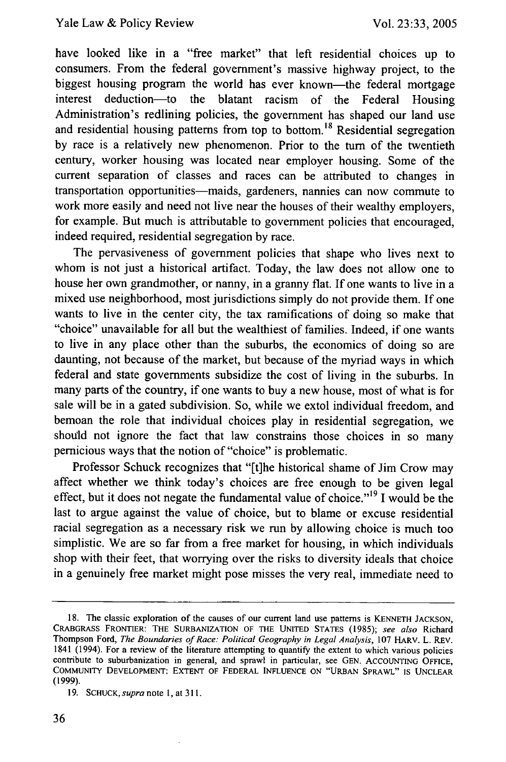have looked like in a "free market" that left residential choices up to consumers. From the federal government's massive highway project, to the biggest housing program the world has ever known—the federal mortgage interest deduction—to the blatant racism of the Federal Housing Administration's redlining policies, the government has shaped our land use and residential housing patterns from top to bottom.[18] Residential segregation by race is a relatively new phenomenon. Prior to the turn of the twentieth century, worker housing was located near employer housing. Some of the current separation of classes and races can be attributed to changes in transportation opportunities—maids, gardeners, nannies can now commute to work more easily and need not live near the houses of their wealthy employers, for example. But much is attributable to government policies that encouraged, indeed required, residential segregation by race.

The pervasiveness of government policies that shape who lives next to whom is not just a historical artifact. Today, the law does not allow one to house her own grandmother, or nanny, in a granny flat. If one wants to live in a mixed use neighborhood, most jurisdictions simply do not provide them. If one wants to live in the center city, the tax ramifications of doing so make that "choice" unavailable for all but the wealthiest of families. Indeed, if one wants to live in any place other than the suburbs, the economics of doing so are daunting, not because of the market, but because of the myriad ways in which federal and state governments subsidize the cost of living in the suburbs. In many parts of the country, if one wants to buy a new house, most of what is for sale will be in a gated subdivision. So, while we extol individual freedom, and bemoan the role that individual choices play in residential segregation, we should not ignore the fact that law constrains those choices in so many pernicious ways that the notion of "choice" is problematic.

Professor Schuck recognizes that "[t]he historical shame of Jim Crow may affect whether we think today's choices are free enough to be given legal effect, but it does not negate the fundamental value of choice."[19] I would be the last to argue against the value of choice, but to blame or excuse residential racial segregation as a necessary risk we run by allowing choice is much too simplistic. We are so far from a free market for housing, in which individuals shop with their feet, that worrying over the risks to diversity ideals that choice in a genuinely free market might pose misses the very real, immediate need to

---

18. The classic exploration of the causes of our current land use patterns is KENNETH JACKSON, CRABGRASS FRONTIER: THE SURBANIZATION OF THE UNITED STATES (1985); *see also* Richard Thompson Ford, *The Boundaries of Race: Political Geography in Legal Analysis*, 107 HARV. L. REV. 1841 (1994). For a review of the literature attempting to quantify the extent to which various policies contribute to suburbanization in general, and sprawl in particular, see GEN. ACCOUNTING OFFICE, COMMUNITY DEVELOPMENT: EXTENT OF FEDERAL INFLUENCE ON "URBAN SPRAWL" IS UNCLEAR (1999).

19. SCHUCK, *supra* note 1, at 311.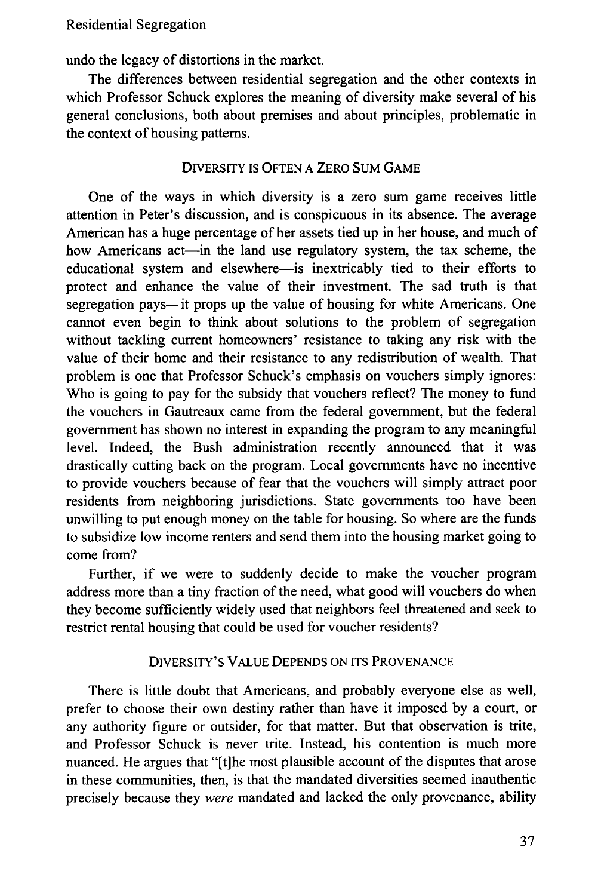undo the legacy of distortions in the market.

The differences between residential segregation and the other contexts in which Professor Schuck explores the meaning of diversity make several of his general conclusions, both about premises and about principles, problematic in the context of housing patterns.

## DIVERSITY IS OFTEN A ZERO SUM GAME

One of the ways in which diversity is a zero sum game receives little attention in Peter's discussion, and is conspicuous in its absence. The average American has a huge percentage of her assets tied up in her house, and much of how Americans act—in the land use regulatory system, the tax scheme, the educational system and elsewhere—is inextricably tied to their efforts to protect and enhance the value of their investment. The sad truth is that segregation pays—it props up the value of housing for white Americans. One cannot even begin to think about solutions to the problem of segregation without tackling current homeowners' resistance to taking any risk with the value of their home and their resistance to any redistribution of wealth. That problem is one that Professor Schuck's emphasis on vouchers simply ignores: Who is going to pay for the subsidy that vouchers reflect? The money to fund the vouchers in Gautreaux came from the federal government, but the federal government has shown no interest in expanding the program to any meaningful level. Indeed, the Bush administration recently announced that it was drastically cutting back on the program. Local governments have no incentive to provide vouchers because of fear that the vouchers will simply attract poor residents from neighboring jurisdictions. State governments too have been unwilling to put enough money on the table for housing. So where are the funds to subsidize low income renters and send them into the housing market going to come from?

Further, if we were to suddenly decide to make the voucher program address more than a tiny fraction of the need, what good will vouchers do when they become sufficiently widely used that neighbors feel threatened and seek to restrict rental housing that could be used for voucher residents?

## DIVERSITY'S VALUE DEPENDS ON ITS PROVENANCE

There is little doubt that Americans, and probably everyone else as well, prefer to choose their own destiny rather than have it imposed by a court, or any authority figure or outsider, for that matter. But that observation is trite, and Professor Schuck is never trite. Instead, his contention is much more nuanced. He argues that "[t]he most plausible account of the disputes that arose in these communities, then, is that the mandated diversities seemed inauthentic precisely because they *were* mandated and lacked the only provenance, ability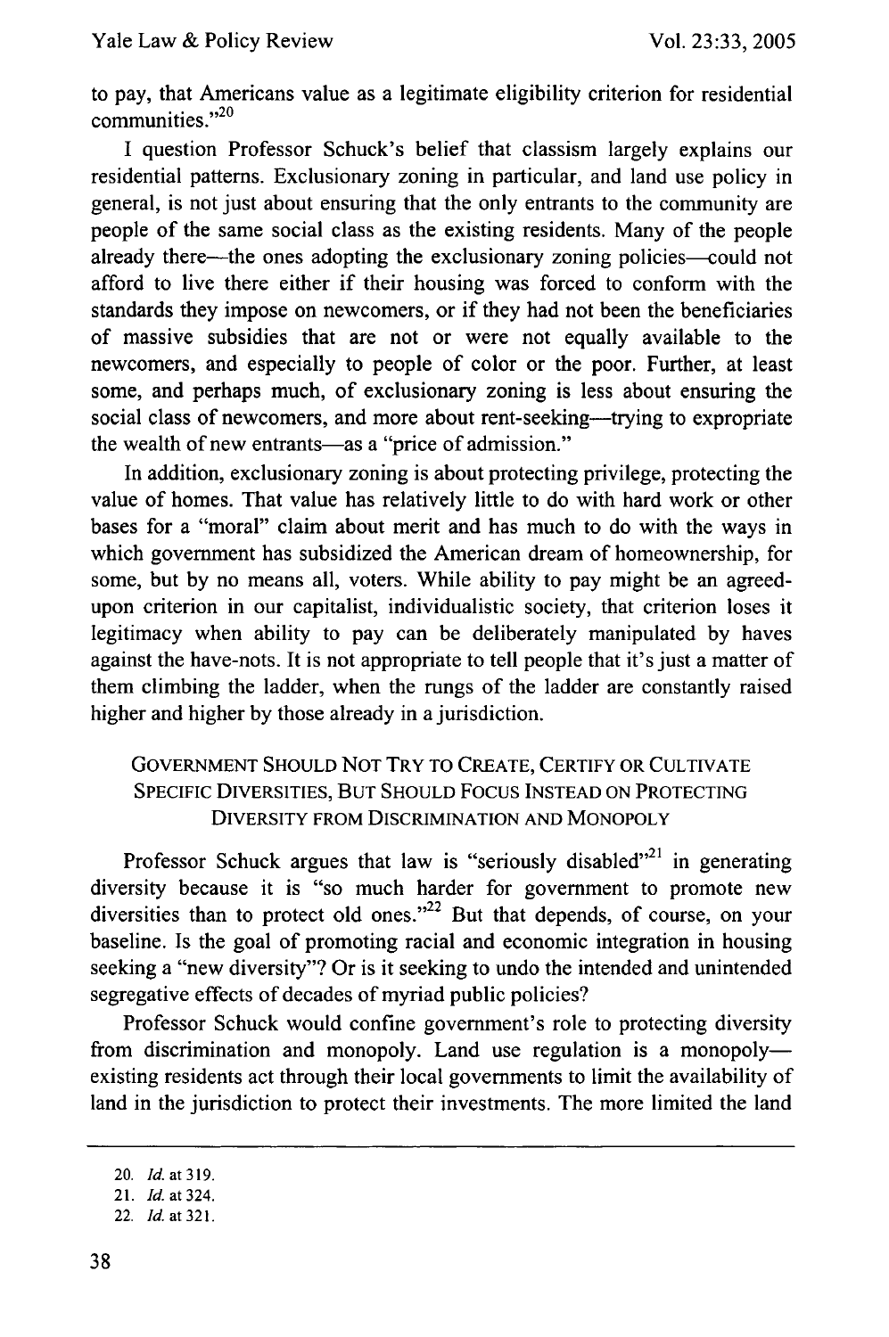to pay, that Americans value as a legitimate eligibility criterion for residential communities."[20]

I question Professor Schuck's belief that classism largely explains our residential patterns. Exclusionary zoning in particular, and land use policy in general, is not just about ensuring that the only entrants to the community are people of the same social class as the existing residents. Many of the people already there—the ones adopting the exclusionary zoning policies—could not afford to live there either if their housing was forced to conform with the standards they impose on newcomers, or if they had not been the beneficiaries of massive subsidies that are not or were not equally available to the newcomers, and especially to people of color or the poor. Further, at least some, and perhaps much, of exclusionary zoning is less about ensuring the social class of newcomers, and more about rent-seeking—trying to expropriate the wealth of new entrants—as a "price of admission."

In addition, exclusionary zoning is about protecting privilege, protecting the value of homes. That value has relatively little to do with hard work or other bases for a "moral" claim about merit and has much to do with the ways in which government has subsidized the American dream of homeownership, for some, but by no means all, voters. While ability to pay might be an agreed-upon criterion in our capitalist, individualistic society, that criterion loses it legitimacy when ability to pay can be deliberately manipulated by haves against the have-nots. It is not appropriate to tell people that it's just a matter of them climbing the ladder, when the rungs of the ladder are constantly raised higher and higher by those already in a jurisdiction.

## GOVERNMENT SHOULD NOT TRY TO CREATE, CERTIFY OR CULTIVATE SPECIFIC DIVERSITIES, BUT SHOULD FOCUS INSTEAD ON PROTECTING DIVERSITY FROM DISCRIMINATION AND MONOPOLY

Professor Schuck argues that law is "seriously disabled"[21] in generating diversity because it is "so much harder for government to promote new diversities than to protect old ones."[22] But that depends, of course, on your baseline. Is the goal of promoting racial and economic integration in housing seeking a "new diversity"? Or is it seeking to undo the intended and unintended segregative effects of decades of myriad public policies?

Professor Schuck would confine government's role to protecting diversity from discrimination and monopoly. Land use regulation is a monopoly—existing residents act through their local governments to limit the availability of land in the jurisdiction to protect their investments. The more limited the land

20. *Id.* at 319.

21. *Id.* at 324.

22. *Id.* at 321.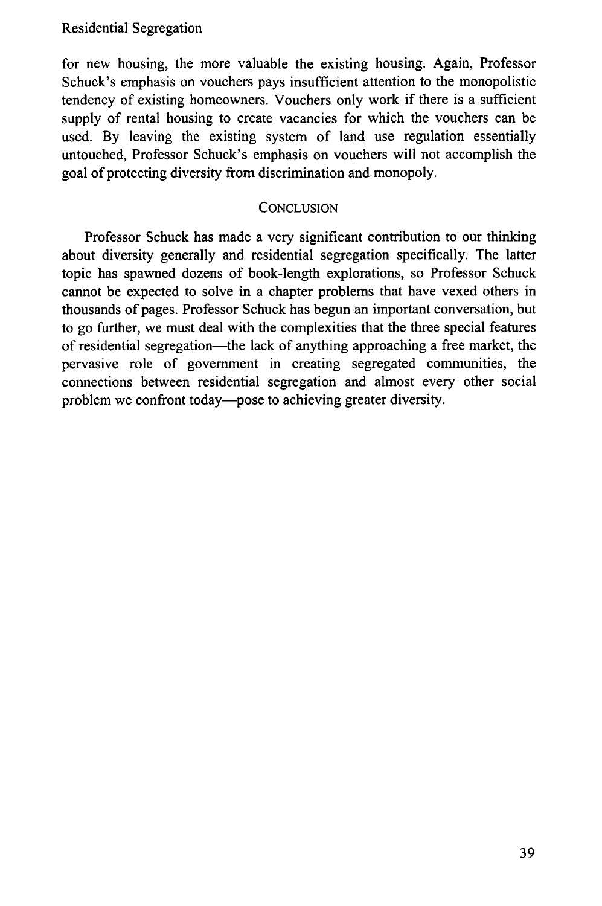for new housing, the more valuable the existing housing. Again, Professor Schuck's emphasis on vouchers pays insufficient attention to the monopolistic tendency of existing homeowners. Vouchers only work if there is a sufficient supply of rental housing to create vacancies for which the vouchers can be used. By leaving the existing system of land use regulation essentially untouched, Professor Schuck's emphasis on vouchers will not accomplish the goal of protecting diversity from discrimination and monopoly.

## CONCLUSION

Professor Schuck has made a very significant contribution to our thinking about diversity generally and residential segregation specifically. The latter topic has spawned dozens of book-length explorations, so Professor Schuck cannot be expected to solve in a chapter problems that have vexed others in thousands of pages. Professor Schuck has begun an important conversation, but to go further, we must deal with the complexities that the three special features of residential segregation—the lack of anything approaching a free market, the pervasive role of government in creating segregated communities, the connections between residential segregation and almost every other social problem we confront today—pose to achieving greater diversity.